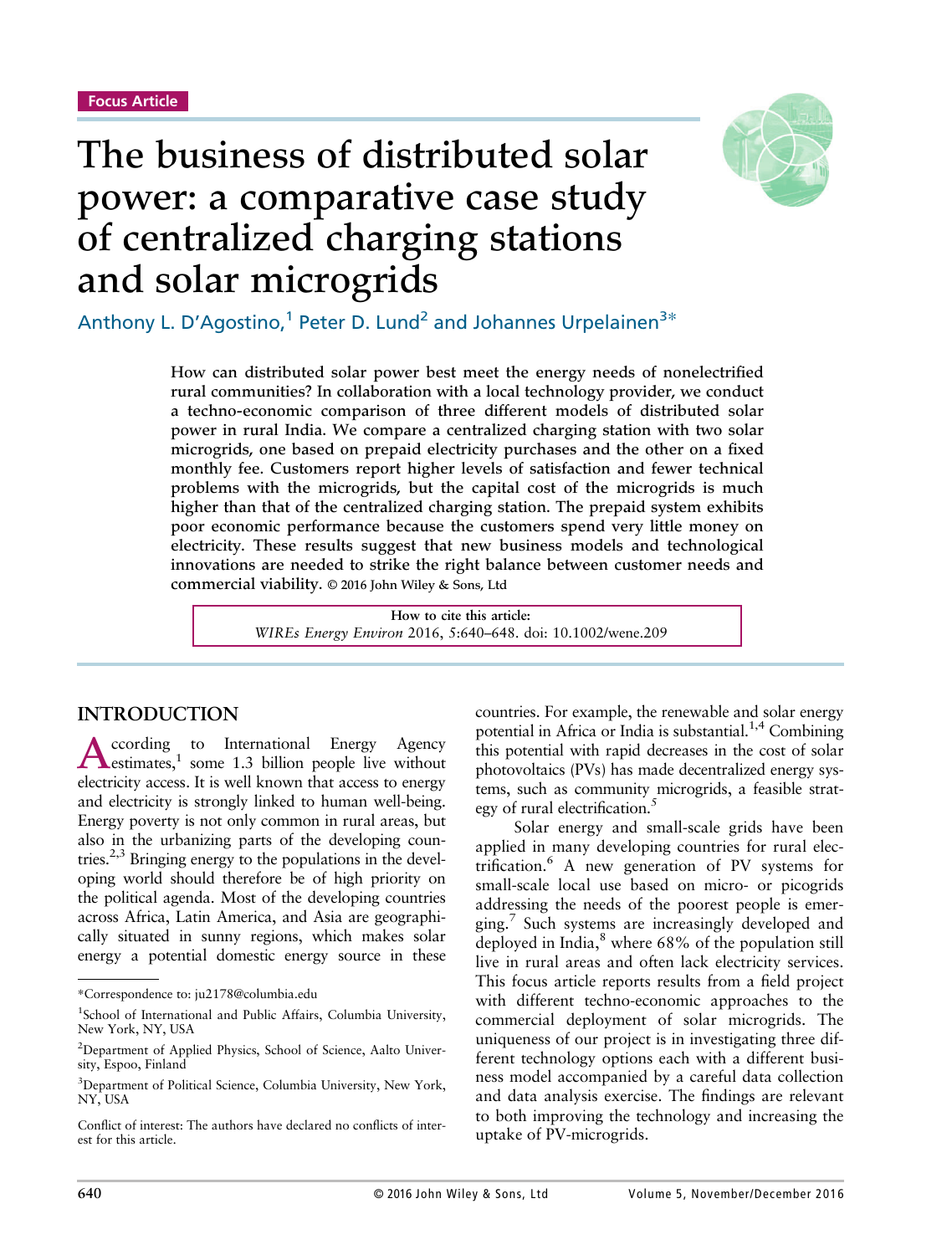Focus Article

# The business of distributed solar power: a comparative case study of centralized charging stations and solar microgrids

Anthony L. D'Agostino,[1] Peter D. Lund[2] and Johannes Urpelainen[3]*

**How can distributed solar power best meet the energy needs of nonelectrified rural communities? In collaboration with a local technology provider, we conduct a techno-economic comparison of three different models of distributed solar power in rural India. We compare a centralized charging station with two solar microgrids, one based on prepaid electricity purchases and the other on a fixed monthly fee. Customers report higher levels of satisfaction and fewer technical problems with the microgrids, but the capital cost of the microgrids is much higher than that of the centralized charging station. The prepaid system exhibits poor economic performance because the customers spend very little money on electricity. These results suggest that new business models and technological innovations are needed to strike the right balance between customer needs and commercial viability.** © 2016 John Wiley & Sons, Ltd

How to cite this article:
*WIREs Energy Environ* 2016, 5:640–648. doi: 10.1002/wene.209

## INTRODUCTION

According to International Energy Agency estimates,[1] some 1.3 billion people live without electricity access. It is well known that access to energy and electricity is strongly linked to human well-being. Energy poverty is not only common in rural areas, but also in the urbanizing parts of the developing countries.[2,3] Bringing energy to the populations in the developing world should therefore be of high priority on the political agenda. Most of the developing countries across Africa, Latin America, and Asia are geographically situated in sunny regions, which makes solar energy a potential domestic energy source in these countries. For example, the renewable and solar energy potential in Africa or India is substantial.[1,4] Combining this potential with rapid decreases in the cost of solar photovoltaics (PVs) has made decentralized energy systems, such as community microgrids, a feasible strategy of rural electrification.[5]

Solar energy and small-scale grids have been applied in many developing countries for rural electrification.[6] A new generation of PV systems for small-scale local use based on micro- or picogrids addressing the needs of the poorest people is emerging.[7] Such systems are increasingly developed and deployed in India,[8] where 68% of the population still live in rural areas and often lack electricity services. This focus article reports results from a field project with different techno-economic approaches to the commercial deployment of solar microgrids. The uniqueness of our project is in investigating three different technology options each with a different business model accompanied by a careful data collection and data analysis exercise. The findings are relevant to both improving the technology and increasing the uptake of PV-microgrids.

---

*Correspondence to: ju2178@columbia.edu

[1]School of International and Public Affairs, Columbia University, New York, NY, USA

[2]Department of Applied Physics, School of Science, Aalto University, Espoo, Finland

[3]Department of Political Science, Columbia University, New York, NY, USA

Conflict of interest: The authors have declared no conflicts of interest for this article.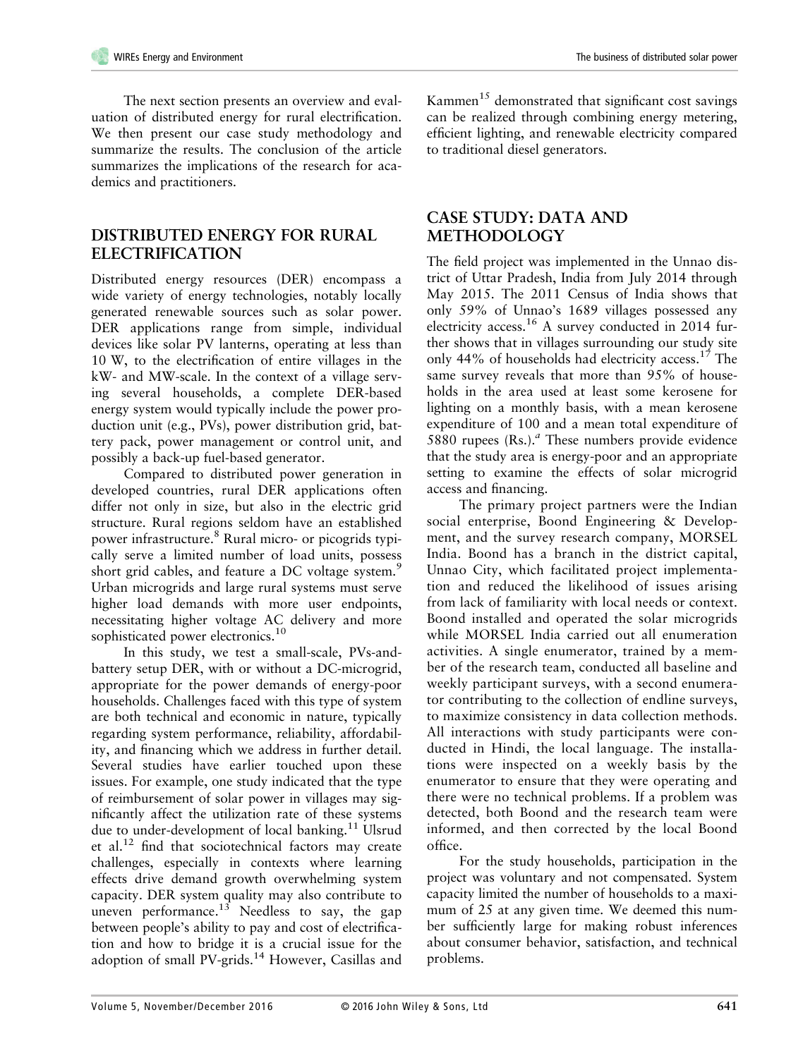The next section presents an overview and evaluation of distributed energy for rural electrification. We then present our case study methodology and summarize the results. The conclusion of the article summarizes the implications of the research for academics and practitioners.

## DISTRIBUTED ENERGY FOR RURAL ELECTRIFICATION

Distributed energy resources (DER) encompass a wide variety of energy technologies, notably locally generated renewable sources such as solar power. DER applications range from simple, individual devices like solar PV lanterns, operating at less than 10 W, to the electrification of entire villages in the kW- and MW-scale. In the context of a village serving several households, a complete DER-based energy system would typically include the power production unit (e.g., PVs), power distribution grid, battery pack, power management or control unit, and possibly a back-up fuel-based generator.

Compared to distributed power generation in developed countries, rural DER applications often differ not only in size, but also in the electric grid structure. Rural regions seldom have an established power infrastructure.[8] Rural micro- or picogrids typically serve a limited number of load units, possess short grid cables, and feature a DC voltage system.[9] Urban microgrids and large rural systems must serve higher load demands with more user endpoints, necessitating higher voltage AC delivery and more sophisticated power electronics.[10]

In this study, we test a small-scale, PVs-and-battery setup DER, with or without a DC-microgrid, appropriate for the power demands of energy-poor households. Challenges faced with this type of system are both technical and economic in nature, typically regarding system performance, reliability, affordability, and financing which we address in further detail. Several studies have earlier touched upon these issues. For example, one study indicated that the type of reimbursement of solar power in villages may significantly affect the utilization rate of these systems due to under-development of local banking.[11] Ulsrud et al.[12] find that sociotechnical factors may create challenges, especially in contexts where learning effects drive demand growth overwhelming system capacity. DER system quality may also contribute to uneven performance.[13] Needless to say, the gap between people's ability to pay and cost of electrification and how to bridge it is a crucial issue for the adoption of small PV-grids.[14] However, Casillas and Kammen[15] demonstrated that significant cost savings can be realized through combining energy metering, efficient lighting, and renewable electricity compared to traditional diesel generators.

## CASE STUDY: DATA AND METHODOLOGY

The field project was implemented in the Unnao district of Uttar Pradesh, India from July 2014 through May 2015. The 2011 Census of India shows that only 59% of Unnao's 1689 villages possessed any electricity access.[16] A survey conducted in 2014 further shows that in villages surrounding our study site only 44% of households had electricity access.[17] The same survey reveals that more than 95% of households in the area used at least some kerosene for lighting on a monthly basis, with a mean kerosene expenditure of 100 and a mean total expenditure of 5880 rupees (Rs.).[a] These numbers provide evidence that the study area is energy-poor and an appropriate setting to examine the effects of solar microgrid access and financing.

The primary project partners were the Indian social enterprise, Boond Engineering & Development, and the survey research company, MORSEL India. Boond has a branch in the district capital, Unnao City, which facilitated project implementation and reduced the likelihood of issues arising from lack of familiarity with local needs or context. Boond installed and operated the solar microgrids while MORSEL India carried out all enumeration activities. A single enumerator, trained by a member of the research team, conducted all baseline and weekly participant surveys, with a second enumerator contributing to the collection of endline surveys, to maximize consistency in data collection methods. All interactions with study participants were conducted in Hindi, the local language. The installations were inspected on a weekly basis by the enumerator to ensure that they were operating and there were no technical problems. If a problem was detected, both Boond and the research team were informed, and then corrected by the local Boond office.

For the study households, participation in the project was voluntary and not compensated. System capacity limited the number of households to a maximum of 25 at any given time. We deemed this number sufficiently large for making robust inferences about consumer behavior, satisfaction, and technical problems.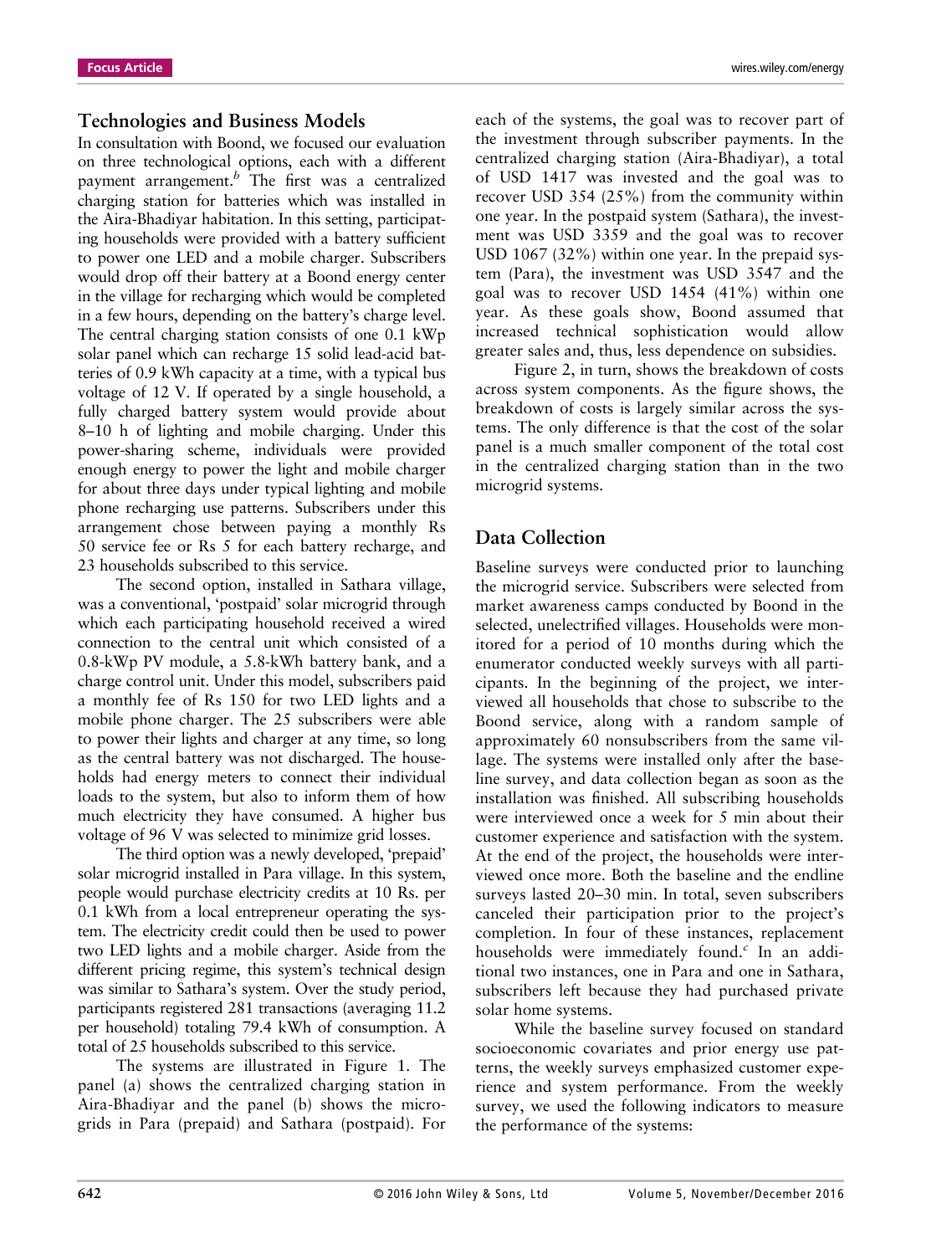## Technologies and Business Models

In consultation with Boond, we focused our evaluation on three technological options, each with a different payment arrangement.[b] The first was a centralized charging station for batteries which was installed in the Aira-Bhadiyar habitation. In this setting, participating households were provided with a battery sufficient to power one LED and a mobile charger. Subscribers would drop off their battery at a Boond energy center in the village for recharging which would be completed in a few hours, depending on the battery's charge level. The central charging station consists of one 0.1 kWp solar panel which can recharge 15 solid lead-acid batteries of 0.9 kWh capacity at a time, with a typical bus voltage of 12 V. If operated by a single household, a fully charged battery system would provide about 8–10 h of lighting and mobile charging. Under this power-sharing scheme, individuals were provided enough energy to power the light and mobile charger for about three days under typical lighting and mobile phone recharging use patterns. Subscribers under this arrangement chose between paying a monthly Rs 50 service fee or Rs 5 for each battery recharge, and 23 households subscribed to this service.

The second option, installed in Sathara village, was a conventional, 'postpaid' solar microgrid through which each participating household received a wired connection to the central unit which consisted of a 0.8-kWp PV module, a 5.8-kWh battery bank, and a charge control unit. Under this model, subscribers paid a monthly fee of Rs 150 for two LED lights and a mobile phone charger. The 25 subscribers were able to power their lights and charger at any time, so long as the central battery was not discharged. The households had energy meters to connect their individual loads to the system, but also to inform them of how much electricity they have consumed. A higher bus voltage of 96 V was selected to minimize grid losses.

The third option was a newly developed, 'prepaid' solar microgrid installed in Para village. In this system, people would purchase electricity credits at 10 Rs. per 0.1 kWh from a local entrepreneur operating the system. The electricity credit could then be used to power two LED lights and a mobile charger. Aside from the different pricing regime, this system's technical design was similar to Sathara's system. Over the study period, participants registered 281 transactions (averaging 11.2 per household) totaling 79.4 kWh of consumption. A total of 25 households subscribed to this service.

The systems are illustrated in Figure 1. The panel (a) shows the centralized charging station in Aira-Bhadiyar and the panel (b) shows the microgrids in Para (prepaid) and Sathara (postpaid). For each of the systems, the goal was to recover part of the investment through subscriber payments. In the centralized charging station (Aira-Bhadiyar), a total of USD 1417 was invested and the goal was to recover USD 354 (25%) from the community within one year. In the postpaid system (Sathara), the investment was USD 3359 and the goal was to recover USD 1067 (32%) within one year. In the prepaid system (Para), the investment was USD 3547 and the goal was to recover USD 1454 (41%) within one year. As these goals show, Boond assumed that increased technical sophistication would allow greater sales and, thus, less dependence on subsidies.

Figure 2, in turn, shows the breakdown of costs across system components. As the figure shows, the breakdown of costs is largely similar across the systems. The only difference is that the cost of the solar panel is a much smaller component of the total cost in the centralized charging station than in the two microgrid systems.

## Data Collection

Baseline surveys were conducted prior to launching the microgrid service. Subscribers were selected from market awareness camps conducted by Boond in the selected, unelectrified villages. Households were monitored for a period of 10 months during which the enumerator conducted weekly surveys with all participants. In the beginning of the project, we interviewed all households that chose to subscribe to the Boond service, along with a random sample of approximately 60 nonsubscribers from the same village. The systems were installed only after the baseline survey, and data collection began as soon as the installation was finished. All subscribing households were interviewed once a week for 5 min about their customer experience and satisfaction with the system. At the end of the project, the households were interviewed once more. Both the baseline and the endline surveys lasted 20–30 min. In total, seven subscribers canceled their participation prior to the project's completion. In four of these instances, replacement households were immediately found.[c] In an additional two instances, one in Para and one in Sathara, subscribers left because they had purchased private solar home systems.

While the baseline survey focused on standard socioeconomic covariates and prior energy use patterns, the weekly surveys emphasized customer experience and system performance. From the weekly survey, we used the following indicators to measure the performance of the systems: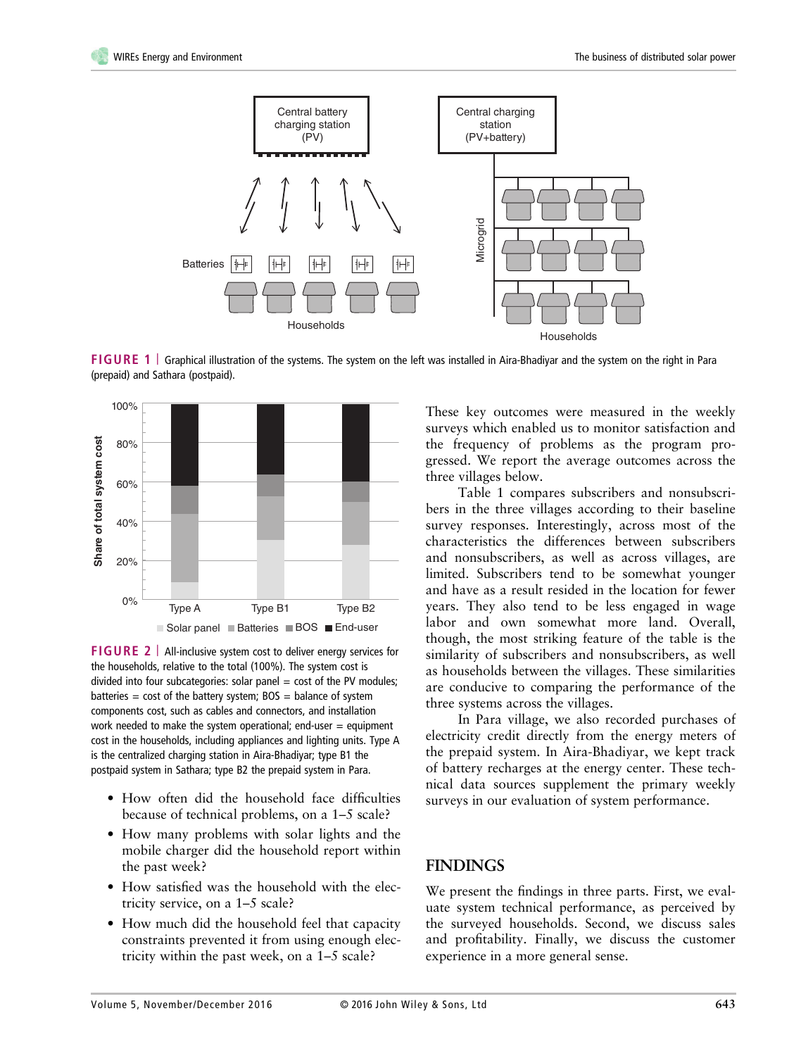FIGURE 1 | Graphical illustration of the systems. The system on the left was installed in Aira-Bhadiyar and the system on the right in Para (prepaid) and Sathara (postpaid).

FIGURE 2 | All-inclusive system cost to deliver energy services for the households, relative to the total (100%). The system cost is divided into four subcategories: solar panel = cost of the PV modules; batteries = cost of the battery system; BOS = balance of system components cost, such as cables and connectors, and installation work needed to make the system operational; end-user = equipment cost in the households, including appliances and lighting units. Type A is the centralized charging station in Aira-Bhadiyar; type B1 the postpaid system in Sathara; type B2 the prepaid system in Para.

- How often did the household face difficulties because of technical problems, on a 1–5 scale?
- How many problems with solar lights and the mobile charger did the household report within the past week?
- How satisfied was the household with the electricity service, on a 1–5 scale?
- How much did the household feel that capacity constraints prevented it from using enough electricity within the past week, on a 1–5 scale?

These key outcomes were measured in the weekly surveys which enabled us to monitor satisfaction and the frequency of problems as the program progressed. We report the average outcomes across the three villages below.

Table 1 compares subscribers and nonsubscribers in the three villages according to their baseline survey responses. Interestingly, across most of the characteristics the differences between subscribers and nonsubscribers, as well as across villages, are limited. Subscribers tend to be somewhat younger and have as a result resided in the location for fewer years. They also tend to be less engaged in wage labor and own somewhat more land. Overall, though, the most striking feature of the table is the similarity of subscribers and nonsubscribers, as well as households between the villages. These similarities are conducive to comparing the performance of the three systems across the villages.

In Para village, we also recorded purchases of electricity credit directly from the energy meters of the prepaid system. In Aira-Bhadiyar, we kept track of battery recharges at the energy center. These technical data sources supplement the primary weekly surveys in our evaluation of system performance.

## FINDINGS

We present the findings in three parts. First, we evaluate system technical performance, as perceived by the surveyed households. Second, we discuss sales and profitability. Finally, we discuss the customer experience in a more general sense.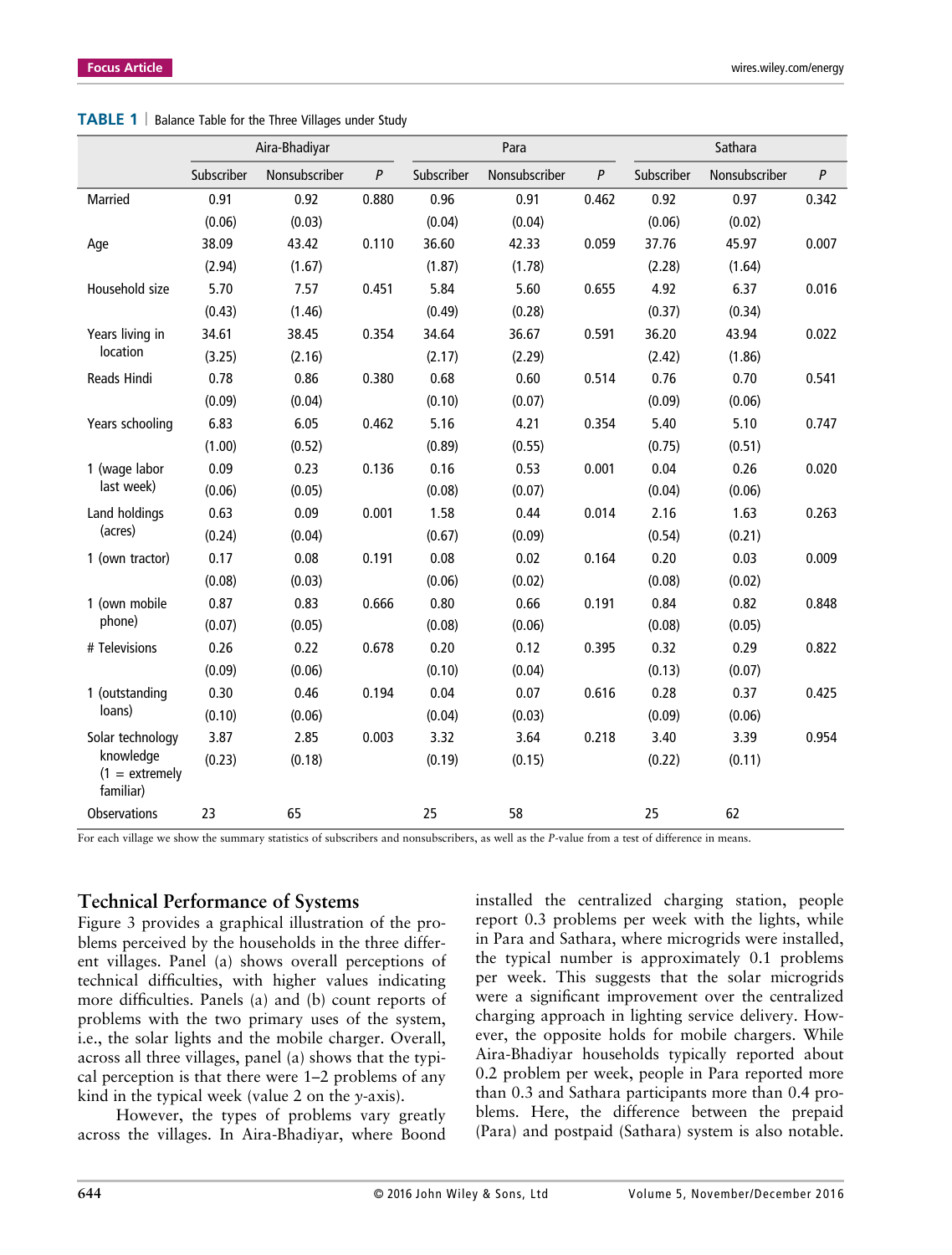**TABLE 1** | Balance Table for the Three Villages under Study

| | Aira-Bhadiyar | | | Para | | | Sathara | | |
|---|---|---|---|---|---|---|---|---|---|
| | Subscriber | Nonsubscriber | *P* | Subscriber | Nonsubscriber | *P* | Subscriber | Nonsubscriber | *P* |
| Married | 0.91 | 0.92 | 0.880 | 0.96 | 0.91 | 0.462 | 0.92 | 0.97 | 0.342 |
| | (0.06) | (0.03) | | (0.04) | (0.04) | | (0.06) | (0.02) | |
| Age | 38.09 | 43.42 | 0.110 | 36.60 | 42.33 | 0.059 | 37.76 | 45.97 | 0.007 |
| | (2.94) | (1.67) | | (1.87) | (1.78) | | (2.28) | (1.64) | |
| Household size | 5.70 | 7.57 | 0.451 | 5.84 | 5.60 | 0.655 | 4.92 | 6.37 | 0.016 |
| | (0.43) | (1.46) | | (0.49) | (0.28) | | (0.37) | (0.34) | |
| Years living in location | 34.61 | 38.45 | 0.354 | 34.64 | 36.67 | 0.591 | 36.20 | 43.94 | 0.022 |
| | (3.25) | (2.16) | | (2.17) | (2.29) | | (2.42) | (1.86) | |
| Reads Hindi | 0.78 | 0.86 | 0.380 | 0.68 | 0.60 | 0.514 | 0.76 | 0.70 | 0.541 |
| | (0.09) | (0.04) | | (0.10) | (0.07) | | (0.09) | (0.06) | |
| Years schooling | 6.83 | 6.05 | 0.462 | 5.16 | 4.21 | 0.354 | 5.40 | 5.10 | 0.747 |
| | (1.00) | (0.52) | | (0.89) | (0.55) | | (0.75) | (0.51) | |
| 1 (wage labor last week) | 0.09 | 0.23 | 0.136 | 0.16 | 0.53 | 0.001 | 0.04 | 0.26 | 0.020 |
| | (0.06) | (0.05) | | (0.08) | (0.07) | | (0.04) | (0.06) | |
| Land holdings (acres) | 0.63 | 0.09 | 0.001 | 1.58 | 0.44 | 0.014 | 2.16 | 1.63 | 0.263 |
| | (0.24) | (0.04) | | (0.67) | (0.09) | | (0.54) | (0.21) | |
| 1 (own tractor) | 0.17 | 0.08 | 0.191 | 0.08 | 0.02 | 0.164 | 0.20 | 0.03 | 0.009 |
| | (0.08) | (0.03) | | (0.06) | (0.02) | | (0.08) | (0.02) | |
| 1 (own mobile phone) | 0.87 | 0.83 | 0.666 | 0.80 | 0.66 | 0.191 | 0.84 | 0.82 | 0.848 |
| | (0.07) | (0.05) | | (0.08) | (0.06) | | (0.08) | (0.05) | |
| # Televisions | 0.26 | 0.22 | 0.678 | 0.20 | 0.12 | 0.395 | 0.32 | 0.29 | 0.822 |
| | (0.09) | (0.06) | | (0.10) | (0.04) | | (0.13) | (0.07) | |
| 1 (outstanding loans) | 0.30 | 0.46 | 0.194 | 0.04 | 0.07 | 0.616 | 0.28 | 0.37 | 0.425 |
| | (0.10) | (0.06) | | (0.04) | (0.03) | | (0.09) | (0.06) | |
| Solar technology knowledge (1 = extremely familiar) | 3.87 | 2.85 | 0.003 | 3.32 | 3.64 | 0.218 | 3.40 | 3.39 | 0.954 |
| | (0.23) | (0.18) | | (0.19) | (0.15) | | (0.22) | (0.11) | |
| Observations | 23 | 65 | | 25 | 58 | | 25 | 62 | |

For each village we show the summary statistics of subscribers and nonsubscribers, as well as the *P*-value from a test of difference in means.

## Technical Performance of Systems

Figure 3 provides a graphical illustration of the problems perceived by the households in the three different villages. Panel (a) shows overall perceptions of technical difficulties, with higher values indicating more difficulties. Panels (a) and (b) count reports of problems with the two primary uses of the system, i.e., the solar lights and the mobile charger. Overall, across all three villages, panel (a) shows that the typical perception is that there were 1–2 problems of any kind in the typical week (value 2 on the *y*-axis).

However, the types of problems vary greatly across the villages. In Aira-Bhadiyar, where Boond installed the centralized charging station, people report 0.3 problems per week with the lights, while in Para and Sathara, where microgrids were installed, the typical number is approximately 0.1 problems per week. This suggests that the solar microgrids were a significant improvement over the centralized charging approach in lighting service delivery. However, the opposite holds for mobile chargers. While Aira-Bhadiyar households typically reported about 0.2 problem per week, people in Para reported more than 0.3 and Sathara participants more than 0.4 problems. Here, the difference between the prepaid (Para) and postpaid (Sathara) system is also notable.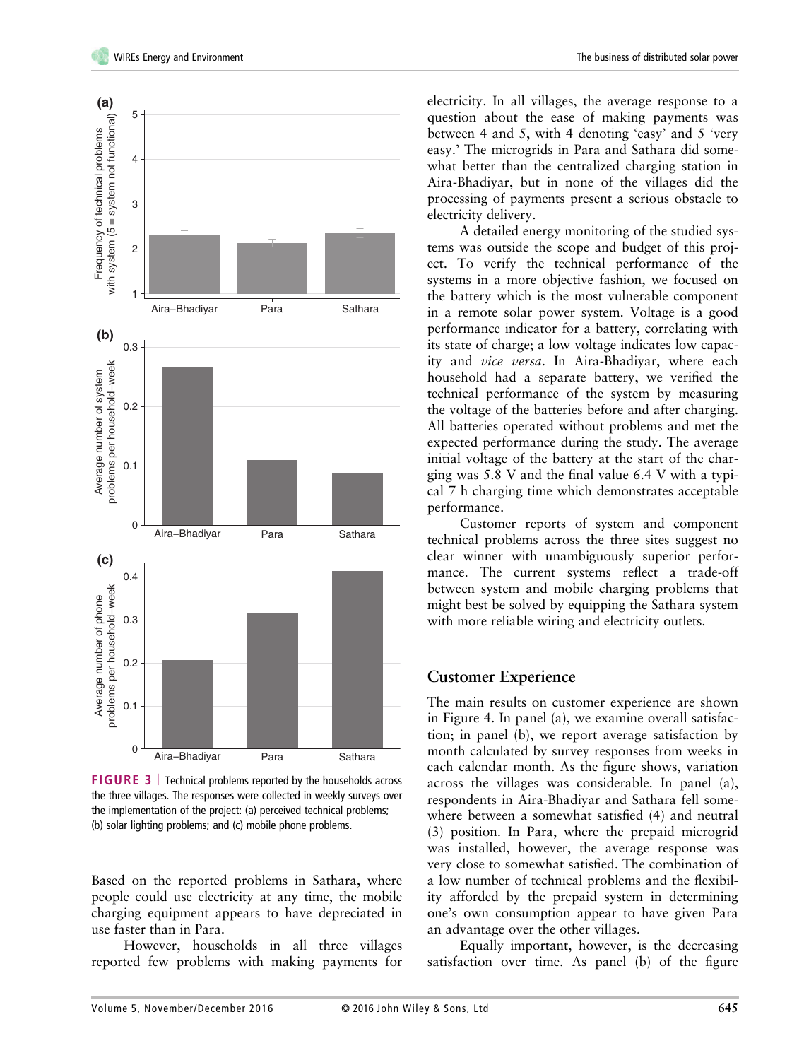FIGURE 3 | Technical problems reported by the households across the three villages. The responses were collected in weekly surveys over the implementation of the project: (a) perceived technical problems; (b) solar lighting problems; and (c) mobile phone problems.

Based on the reported problems in Sathara, where people could use electricity at any time, the mobile charging equipment appears to have depreciated in use faster than in Para.

However, households in all three villages reported few problems with making payments for electricity. In all villages, the average response to a question about the ease of making payments was between 4 and 5, with 4 denoting 'easy' and 5 'very easy.' The microgrids in Para and Sathara did somewhat better than the centralized charging station in Aira-Bhadiyar, but in none of the villages did the processing of payments present a serious obstacle to electricity delivery.

A detailed energy monitoring of the studied systems was outside the scope and budget of this project. To verify the technical performance of the systems in a more objective fashion, we focused on the battery which is the most vulnerable component in a remote solar power system. Voltage is a good performance indicator for a battery, correlating with its state of charge; a low voltage indicates low capacity and *vice versa*. In Aira-Bhadiyar, where each household had a separate battery, we verified the technical performance of the system by measuring the voltage of the batteries before and after charging. All batteries operated without problems and met the expected performance during the study. The average initial voltage of the battery at the start of the charging was 5.8 V and the final value 6.4 V with a typical 7 h charging time which demonstrates acceptable performance.

Customer reports of system and component technical problems across the three sites suggest no clear winner with unambiguously superior performance. The current systems reflect a trade-off between system and mobile charging problems that might best be solved by equipping the Sathara system with more reliable wiring and electricity outlets.

## Customer Experience

The main results on customer experience are shown in Figure 4. In panel (a), we examine overall satisfaction; in panel (b), we report average satisfaction by month calculated by survey responses from weeks in each calendar month. As the figure shows, variation across the villages was considerable. In panel (a), respondents in Aira-Bhadiyar and Sathara fell somewhere between a somewhat satisfied (4) and neutral (3) position. In Para, where the prepaid microgrid was installed, however, the average response was very close to somewhat satisfied. The combination of a low number of technical problems and the flexibility afforded by the prepaid system in determining one's own consumption appear to have given Para an advantage over the other villages.

Equally important, however, is the decreasing satisfaction over time. As panel (b) of the figure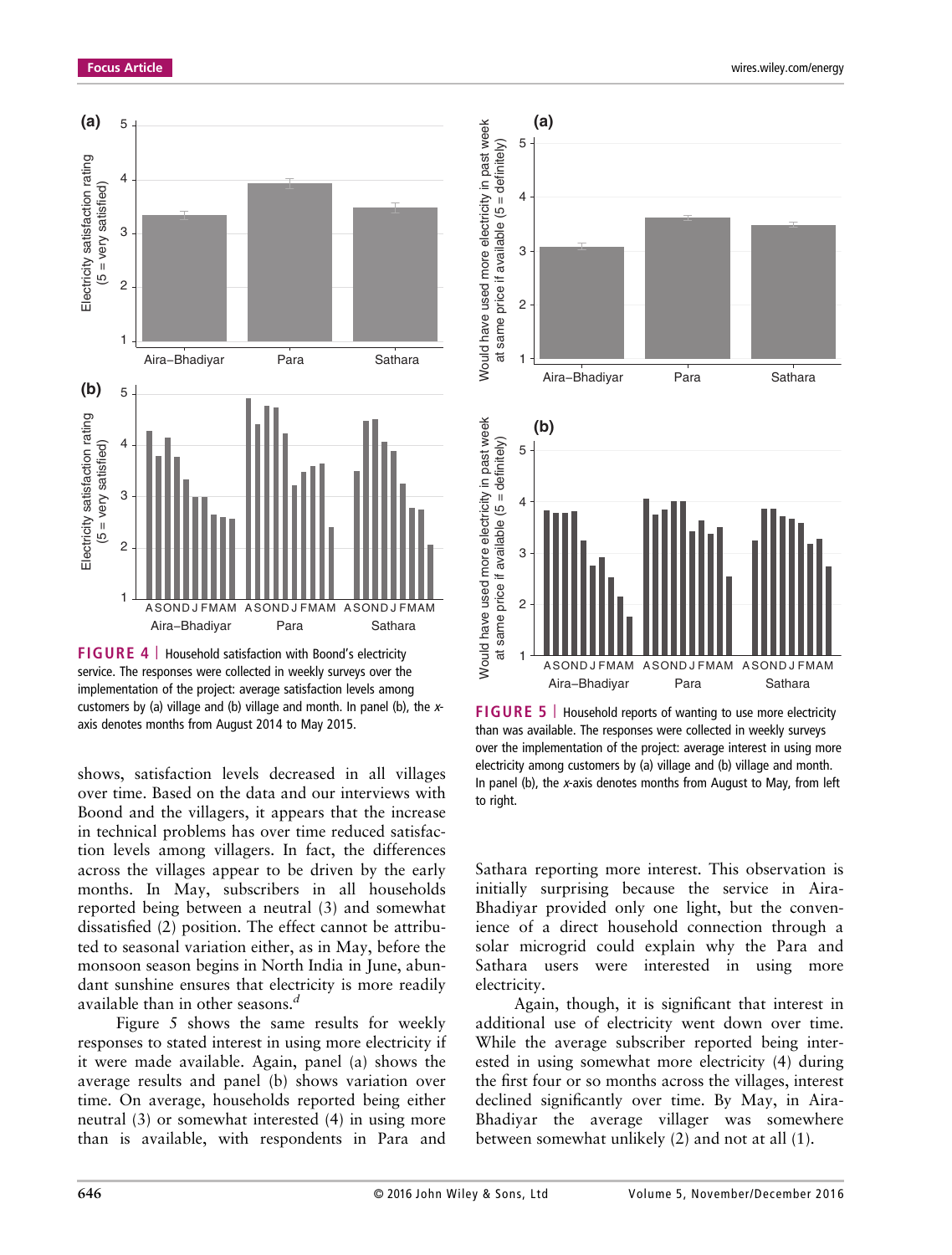**FIGURE 4** | Household satisfaction with Boond's electricity service. The responses were collected in weekly surveys over the implementation of the project: average satisfaction levels among customers by (a) village and (b) village and month. In panel (b), the *x*-axis denotes months from August 2014 to May 2015.

shows, satisfaction levels decreased in all villages over time. Based on the data and our interviews with Boond and the villagers, it appears that the increase in technical problems has over time reduced satisfaction levels among villagers. In fact, the differences across the villages appear to be driven by the early months. In May, subscribers in all households reported being between a neutral (3) and somewhat dissatisfied (2) position. The effect cannot be attributed to seasonal variation either, as in May, before the monsoon season begins in North India in June, abundant sunshine ensures that electricity is more readily available than in other seasons.[d]

Figure 5 shows the same results for weekly responses to stated interest in using more electricity if it were made available. Again, panel (a) shows the average results and panel (b) shows variation over time. On average, households reported being either neutral (3) or somewhat interested (4) in using more than is available, with respondents in Para and Sathara reporting more interest. This observation is initially surprising because the service in Aira-Bhadiyar provided only one light, but the convenience of a direct household connection through a solar microgrid could explain why the Para and Sathara users were interested in using more electricity.

Again, though, it is significant that interest in additional use of electricity went down over time. While the average subscriber reported being interested in using somewhat more electricity (4) during the first four or so months across the villages, interest declined significantly over time. By May, in Aira-Bhadiyar the average villager was somewhere between somewhat unlikely (2) and not at all (1).

**FIGURE 5** | Household reports of wanting to use more electricity than was available. The responses were collected in weekly surveys over the implementation of the project: average interest in using more electricity among customers by (a) village and (b) village and month. In panel (b), the *x*-axis denotes months from August to May, from left to right.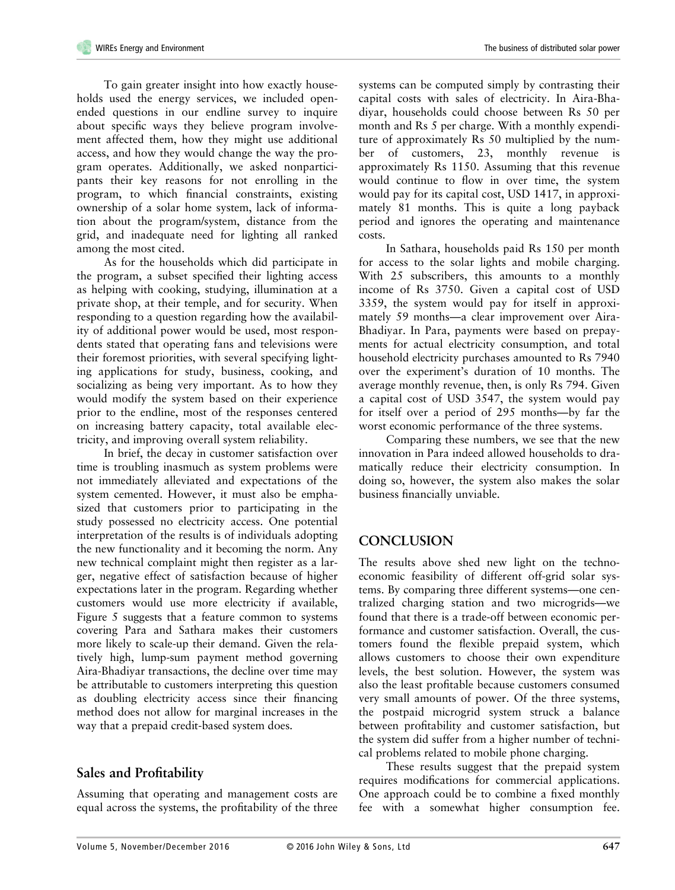To gain greater insight into how exactly households used the energy services, we included open-ended questions in our endline survey to inquire about specific ways they believe program involvement affected them, how they might use additional access, and how they would change the way the program operates. Additionally, we asked nonparticipants their key reasons for not enrolling in the program, to which financial constraints, existing ownership of a solar home system, lack of information about the program/system, distance from the grid, and inadequate need for lighting all ranked among the most cited.

As for the households which did participate in the program, a subset specified their lighting access as helping with cooking, studying, illumination at a private shop, at their temple, and for security. When responding to a question regarding how the availability of additional power would be used, most respondents stated that operating fans and televisions were their foremost priorities, with several specifying lighting applications for study, business, cooking, and socializing as being very important. As to how they would modify the system based on their experience prior to the endline, most of the responses centered on increasing battery capacity, total available electricity, and improving overall system reliability.

In brief, the decay in customer satisfaction over time is troubling inasmuch as system problems were not immediately alleviated and expectations of the system cemented. However, it must also be emphasized that customers prior to participating in the study possessed no electricity access. One potential interpretation of the results is of individuals adopting the new functionality and it becoming the norm. Any new technical complaint might then register as a larger, negative effect of satisfaction because of higher expectations later in the program. Regarding whether customers would use more electricity if available, Figure 5 suggests that a feature common to systems covering Para and Sathara makes their customers more likely to scale-up their demand. Given the relatively high, lump-sum payment method governing Aira-Bhadiyar transactions, the decline over time may be attributable to customers interpreting this question as doubling electricity access since their financing method does not allow for marginal increases in the way that a prepaid credit-based system does.

## Sales and Profitability

Assuming that operating and management costs are equal across the systems, the profitability of the three systems can be computed simply by contrasting their capital costs with sales of electricity. In Aira-Bhadiyar, households could choose between Rs 50 per month and Rs 5 per charge. With a monthly expenditure of approximately Rs 50 multiplied by the number of customers, 23, monthly revenue is approximately Rs 1150. Assuming that this revenue would continue to flow in over time, the system would pay for its capital cost, USD 1417, in approximately 81 months. This is quite a long payback period and ignores the operating and maintenance costs.

In Sathara, households paid Rs 150 per month for access to the solar lights and mobile charging. With 25 subscribers, this amounts to a monthly income of Rs 3750. Given a capital cost of USD 3359, the system would pay for itself in approximately 59 months—a clear improvement over Aira-Bhadiyar. In Para, payments were based on prepayments for actual electricity consumption, and total household electricity purchases amounted to Rs 7940 over the experiment's duration of 10 months. The average monthly revenue, then, is only Rs 794. Given a capital cost of USD 3547, the system would pay for itself over a period of 295 months—by far the worst economic performance of the three systems.

Comparing these numbers, we see that the new innovation in Para indeed allowed households to dramatically reduce their electricity consumption. In doing so, however, the system also makes the solar business financially unviable.

## CONCLUSION

The results above shed new light on the techno-economic feasibility of different off-grid solar systems. By comparing three different systems—one centralized charging station and two microgrids—we found that there is a trade-off between economic performance and customer satisfaction. Overall, the customers found the flexible prepaid system, which allows customers to choose their own expenditure levels, the best solution. However, the system was also the least profitable because customers consumed very small amounts of power. Of the three systems, the postpaid microgrid system struck a balance between profitability and customer satisfaction, but the system did suffer from a higher number of technical problems related to mobile phone charging.

These results suggest that the prepaid system requires modifications for commercial applications. One approach could be to combine a fixed monthly fee with a somewhat higher consumption fee.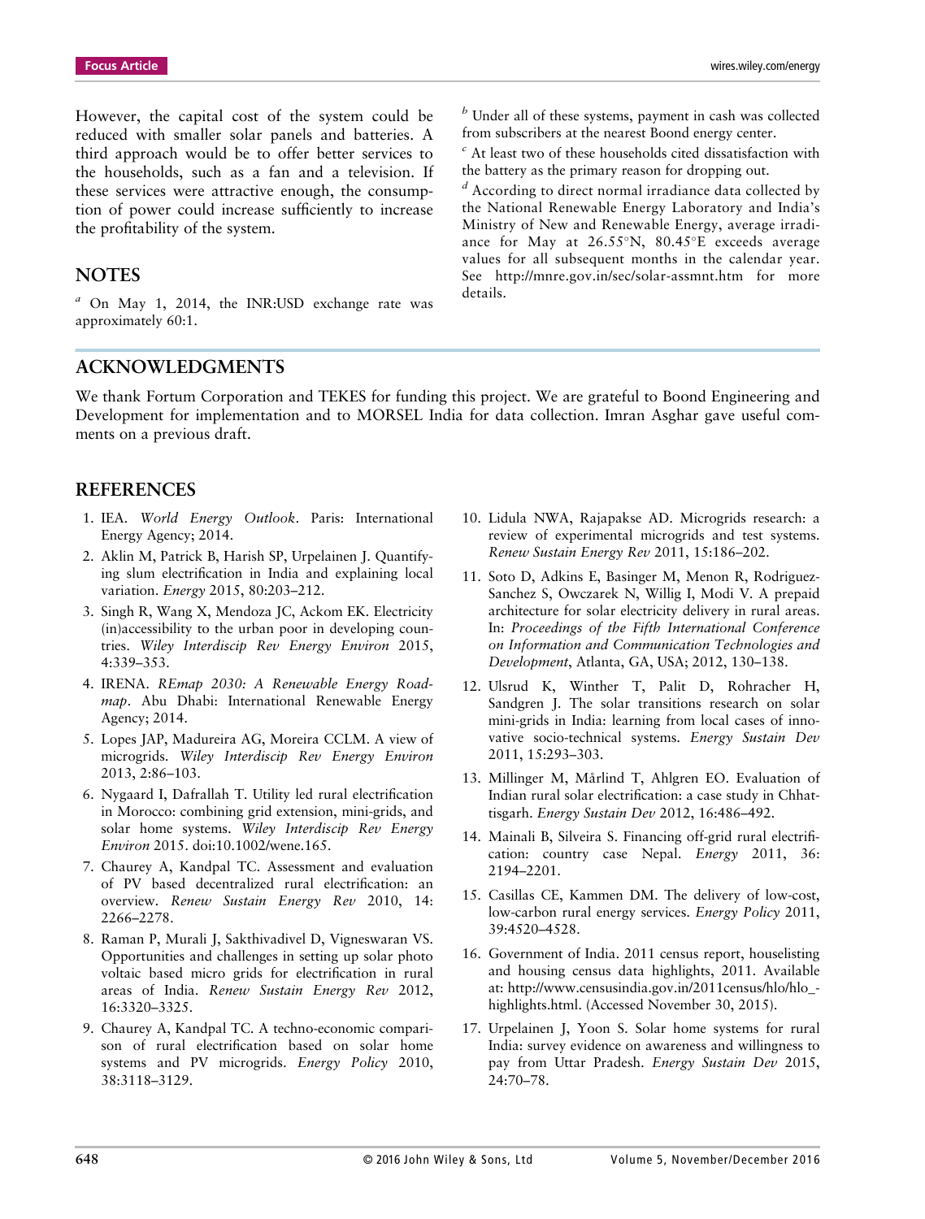However, the capital cost of the system could be reduced with smaller solar panels and batteries. A third approach would be to offer better services to the households, such as a fan and a television. If these services were attractive enough, the consumption of power could increase sufficiently to increase the profitability of the system.

## NOTES

[a] On May 1, 2014, the INR:USD exchange rate was approximately 60:1.

[b] Under all of these systems, payment in cash was collected from subscribers at the nearest Boond energy center.

[c] At least two of these households cited dissatisfaction with the battery as the primary reason for dropping out.

[d] According to direct normal irradiance data collected by the National Renewable Energy Laboratory and India's Ministry of New and Renewable Energy, average irradiance for May at 26.55°N, 80.45°E exceeds average values for all subsequent months in the calendar year. See http://mnre.gov.in/sec/solar-assmnt.htm for more details.

## ACKNOWLEDGMENTS

We thank Fortum Corporation and TEKES for funding this project. We are grateful to Boond Engineering and Development for implementation and to MORSEL India for data collection. Imran Asghar gave useful comments on a previous draft.

## REFERENCES

1. IEA. *World Energy Outlook*. Paris: International Energy Agency; 2014.
2. Aklin M, Patrick B, Harish SP, Urpelainen J. Quantifying slum electrification in India and explaining local variation. *Energy* 2015, 80:203–212.
3. Singh R, Wang X, Mendoza JC, Ackom EK. Electricity (in)accessibility to the urban poor in developing countries. *Wiley Interdiscip Rev Energy Environ* 2015, 4:339–353.
4. IRENA. *REmap 2030: A Renewable Energy Roadmap*. Abu Dhabi: International Renewable Energy Agency; 2014.
5. Lopes JAP, Madureira AG, Moreira CCLM. A view of microgrids. *Wiley Interdiscip Rev Energy Environ* 2013, 2:86–103.
6. Nygaard I, Dafrallah T. Utility led rural electrification in Morocco: combining grid extension, mini-grids, and solar home systems. *Wiley Interdiscip Rev Energy Environ* 2015. doi:10.1002/wene.165.
7. Chaurey A, Kandpal TC. Assessment and evaluation of PV based decentralized rural electrification: an overview. *Renew Sustain Energy Rev* 2010, 14: 2266–2278.
8. Raman P, Murali J, Sakthivadivel D, Vigneswaran VS. Opportunities and challenges in setting up solar photo voltaic based micro grids for electrification in rural areas of India. *Renew Sustain Energy Rev* 2012, 16:3320–3325.
9. Chaurey A, Kandpal TC. A techno-economic comparison of rural electrification based on solar home systems and PV microgrids. *Energy Policy* 2010, 38:3118–3129.
10. Lidula NWA, Rajapakse AD. Microgrids research: a review of experimental microgrids and test systems. *Renew Sustain Energy Rev* 2011, 15:186–202.
11. Soto D, Adkins E, Basinger M, Menon R, Rodriguez-Sanchez S, Owczarek N, Willig I, Modi V. A prepaid architecture for solar electricity delivery in rural areas. In: *Proceedings of the Fifth International Conference on Information and Communication Technologies and Development*, Atlanta, GA, USA; 2012, 130–138.
12. Ulsrud K, Winther T, Palit D, Rohracher H, Sandgren J. The solar transitions research on solar mini-grids in India: learning from local cases of innovative socio-technical systems. *Energy Sustain Dev* 2011, 15:293–303.
13. Millinger M, Mårlind T, Ahlgren EO. Evaluation of Indian rural solar electrification: a case study in Chhattisgarh. *Energy Sustain Dev* 2012, 16:486–492.
14. Mainali B, Silveira S. Financing off-grid rural electrification: country case Nepal. *Energy* 2011, 36: 2194–2201.
15. Casillas CE, Kammen DM. The delivery of low-cost, low-carbon rural energy services. *Energy Policy* 2011, 39:4520–4528.
16. Government of India. 2011 census report, houselisting and housing census data highlights, 2011. Available at: http://www.censusindia.gov.in/2011census/hlo/hlo_-highlights.html. (Accessed November 30, 2015).
17. Urpelainen J, Yoon S. Solar home systems for rural India: survey evidence on awareness and willingness to pay from Uttar Pradesh. *Energy Sustain Dev* 2015, 24:70–78.